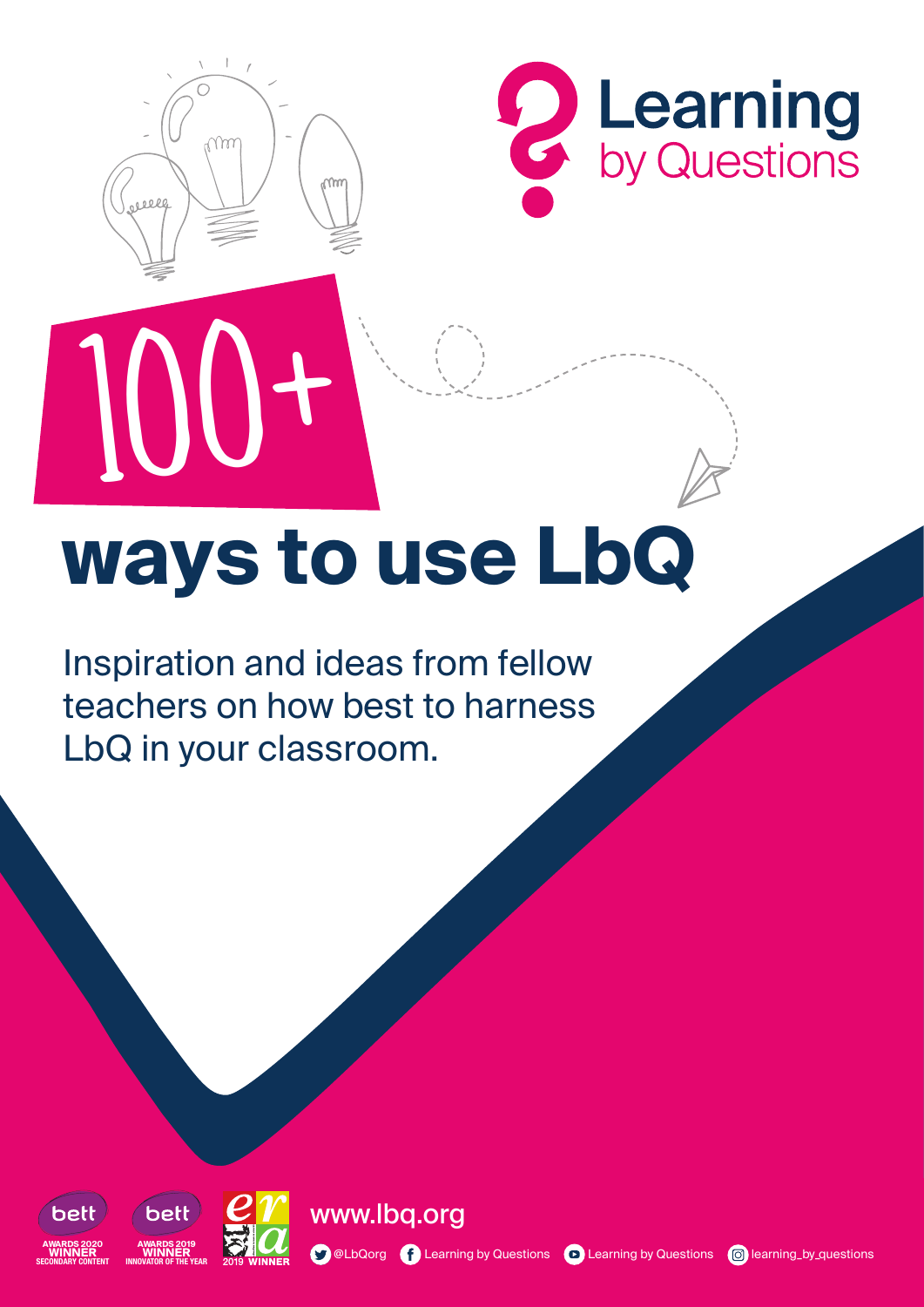Learning by Questions

# 100+ ways to use LbQ

Inspiration and ideas from fellow teachers on how best to harness LbQ in your classroom.

bett AWARDS 2020 WINNER SECONDARY CONTENT

bett AWARDS 2019 WINNER INNOVATOR OF THE YEAR

era 2019 WINNER

www.lbq.org

@LbQorg | Learning by Questions | Learning by Questions | learning_by_questions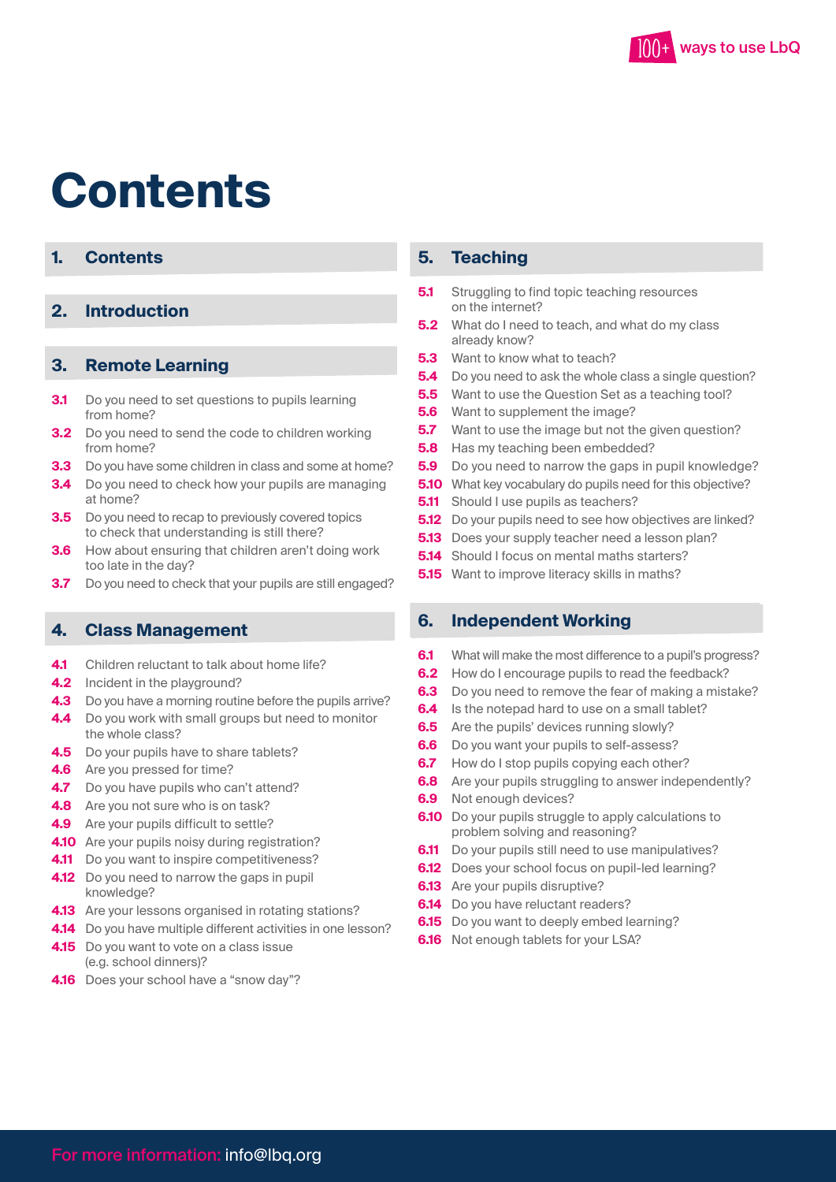# Contents

## 1. Contents

## 2. Introduction

## 3. Remote Learning

- **3.1** Do you need to set questions to pupils learning from home?
- **3.2** Do you need to send the code to children working from home?
- **3.3** Do you have some children in class and some at home?
- **3.4** Do you need to check how your pupils are managing at home?
- **3.5** Do you need to recap to previously covered topics to check that understanding is still there?
- **3.6** How about ensuring that children aren't doing work too late in the day?
- **3.7** Do you need to check that your pupils are still engaged?

## 4. Class Management

- **4.1** Children reluctant to talk about home life?
- **4.2** Incident in the playground?
- **4.3** Do you have a morning routine before the pupils arrive?
- **4.4** Do you work with small groups but need to monitor the whole class?
- **4.5** Do your pupils have to share tablets?
- **4.6** Are you pressed for time?
- **4.7** Do you have pupils who can't attend?
- **4.8** Are you not sure who is on task?
- **4.9** Are your pupils difficult to settle?
- **4.10** Are your pupils noisy during registration?
- **4.11** Do you want to inspire competitiveness?
- **4.12** Do you need to narrow the gaps in pupil knowledge?
- **4.13** Are your lessons organised in rotating stations?
- **4.14** Do you have multiple different activities in one lesson?
- **4.15** Do you want to vote on a class issue (e.g. school dinners)?
- **4.16** Does your school have a "snow day"?

## 5. Teaching

- **5.1** Struggling to find topic teaching resources on the internet?
- **5.2** What do I need to teach, and what do my class already know?
- **5.3** Want to know what to teach?
- **5.4** Do you need to ask the whole class a single question?
- **5.5** Want to use the Question Set as a teaching tool?
- **5.6** Want to supplement the image?
- **5.7** Want to use the image but not the given question?
- **5.8** Has my teaching been embedded?
- **5.9** Do you need to narrow the gaps in pupil knowledge?
- **5.10** What key vocabulary do pupils need for this objective?
- **5.11** Should I use pupils as teachers?
- **5.12** Do your pupils need to see how objectives are linked?
- **5.13** Does your supply teacher need a lesson plan?
- **5.14** Should I focus on mental maths starters?
- **5.15** Want to improve literacy skills in maths?

## 6. Independent Working

- **6.1** What will make the most difference to a pupil's progress?
- **6.2** How do I encourage pupils to read the feedback?
- **6.3** Do you need to remove the fear of making a mistake?
- **6.4** Is the notepad hard to use on a small tablet?
- **6.5** Are the pupils' devices running slowly?
- **6.6** Do you want your pupils to self-assess?
- **6.7** How do I stop pupils copying each other?
- **6.8** Are your pupils struggling to answer independently?
- **6.9** Not enough devices?
- **6.10** Do your pupils struggle to apply calculations to problem solving and reasoning?
- **6.11** Do your pupils still need to use manipulatives?
- **6.12** Does your school focus on pupil-led learning?
- **6.13** Are your pupils disruptive?
- **6.14** Do you have reluctant readers?
- **6.15** Do you want to deeply embed learning?
- **6.16** Not enough tablets for your LSA?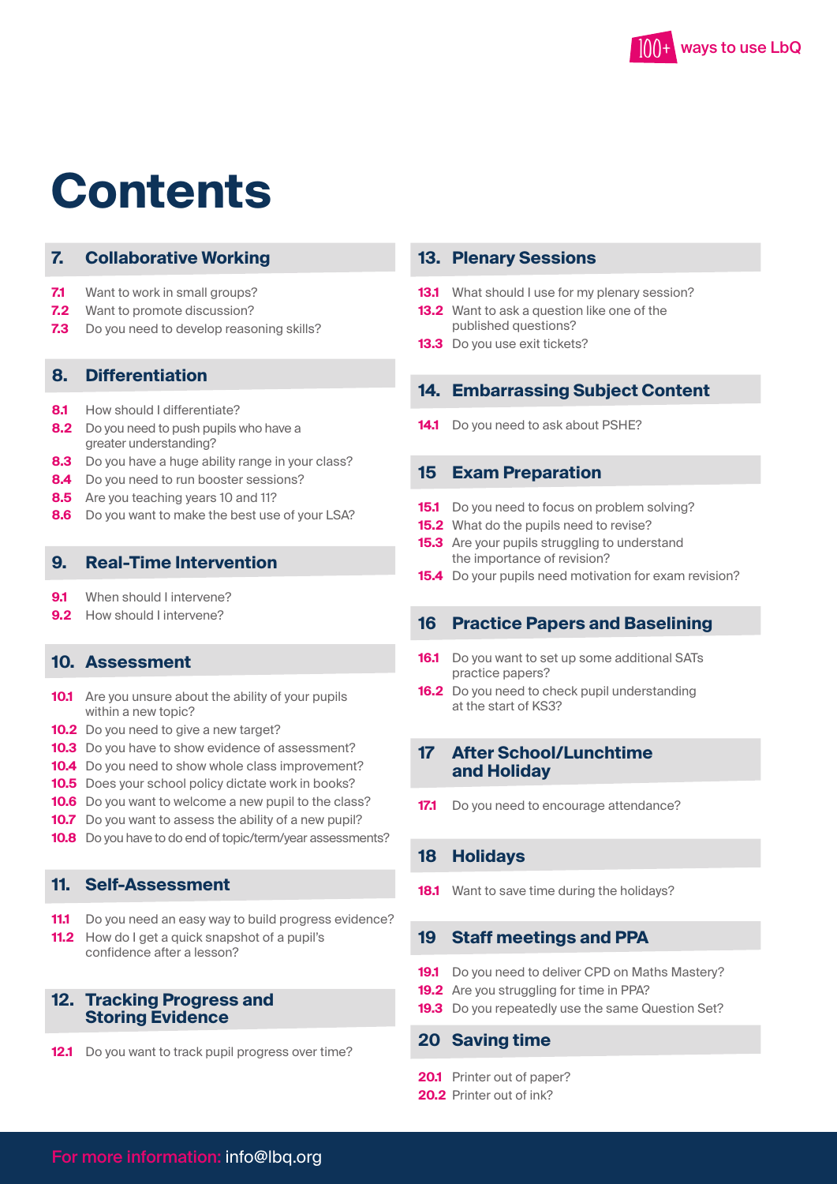# Contents

## 7. Collaborative Working

- **7.1** Want to work in small groups?
- **7.2** Want to promote discussion?
- **7.3** Do you need to develop reasoning skills?

## 8. Differentiation

- **8.1** How should I differentiate?
- **8.2** Do you need to push pupils who have a greater understanding?
- **8.3** Do you have a huge ability range in your class?
- **8.4** Do you need to run booster sessions?
- **8.5** Are you teaching years 10 and 11?
- **8.6** Do you want to make the best use of your LSA?

## 9. Real-Time Intervention

- **9.1** When should I intervene?
- **9.2** How should I intervene?

## 10. Assessment

- **10.1** Are you unsure about the ability of your pupils within a new topic?
- **10.2** Do you need to give a new target?
- **10.3** Do you have to show evidence of assessment?
- **10.4** Do you need to show whole class improvement?
- **10.5** Does your school policy dictate work in books?
- **10.6** Do you want to welcome a new pupil to the class?
- **10.7** Do you want to assess the ability of a new pupil?
- **10.8** Do you have to do end of topic/term/year assessments?

## 11. Self-Assessment

- **11.1** Do you need an easy way to build progress evidence?
- **11.2** How do I get a quick snapshot of a pupil's confidence after a lesson?

## 12. Tracking Progress and Storing Evidence

- **12.1** Do you want to track pupil progress over time?

## 13. Plenary Sessions

- **13.1** What should I use for my plenary session?
- **13.2** Want to ask a question like one of the published questions?
- **13.3** Do you use exit tickets?

## 14. Embarrassing Subject Content

- **14.1** Do you need to ask about PSHE?

## 15 Exam Preparation

- **15.1** Do you need to focus on problem solving?
- **15.2** What do the pupils need to revise?
- **15.3** Are your pupils struggling to understand the importance of revision?
- **15.4** Do your pupils need motivation for exam revision?

## 16 Practice Papers and Baselining

- **16.1** Do you want to set up some additional SATs practice papers?
- **16.2** Do you need to check pupil understanding at the start of KS3?

## 17 After School/Lunchtime and Holiday

- **17.1** Do you need to encourage attendance?

## 18 Holidays

- **18.1** Want to save time during the holidays?

## 19 Staff meetings and PPA

- **19.1** Do you need to deliver CPD on Maths Mastery?
- **19.2** Are you struggling for time in PPA?
- **19.3** Do you repeatedly use the same Question Set?

## 20 Saving time

- **20.1** Printer out of paper?
- **20.2** Printer out of ink?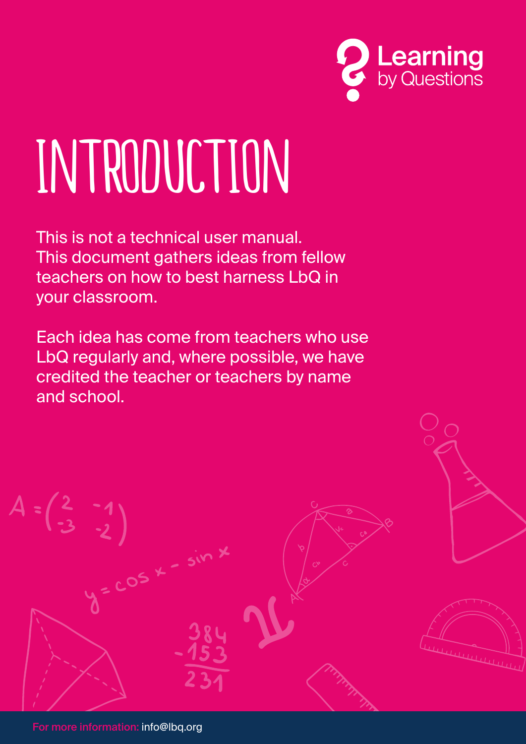# INTRODUCTION

This is not a technical user manual.
This document gathers ideas from fellow teachers on how to best harness LbQ in your classroom.

Each idea has come from teachers who use LbQ regularly and, where possible, we have credited the teacher or teachers by name and school.

For more information: info@lbq.org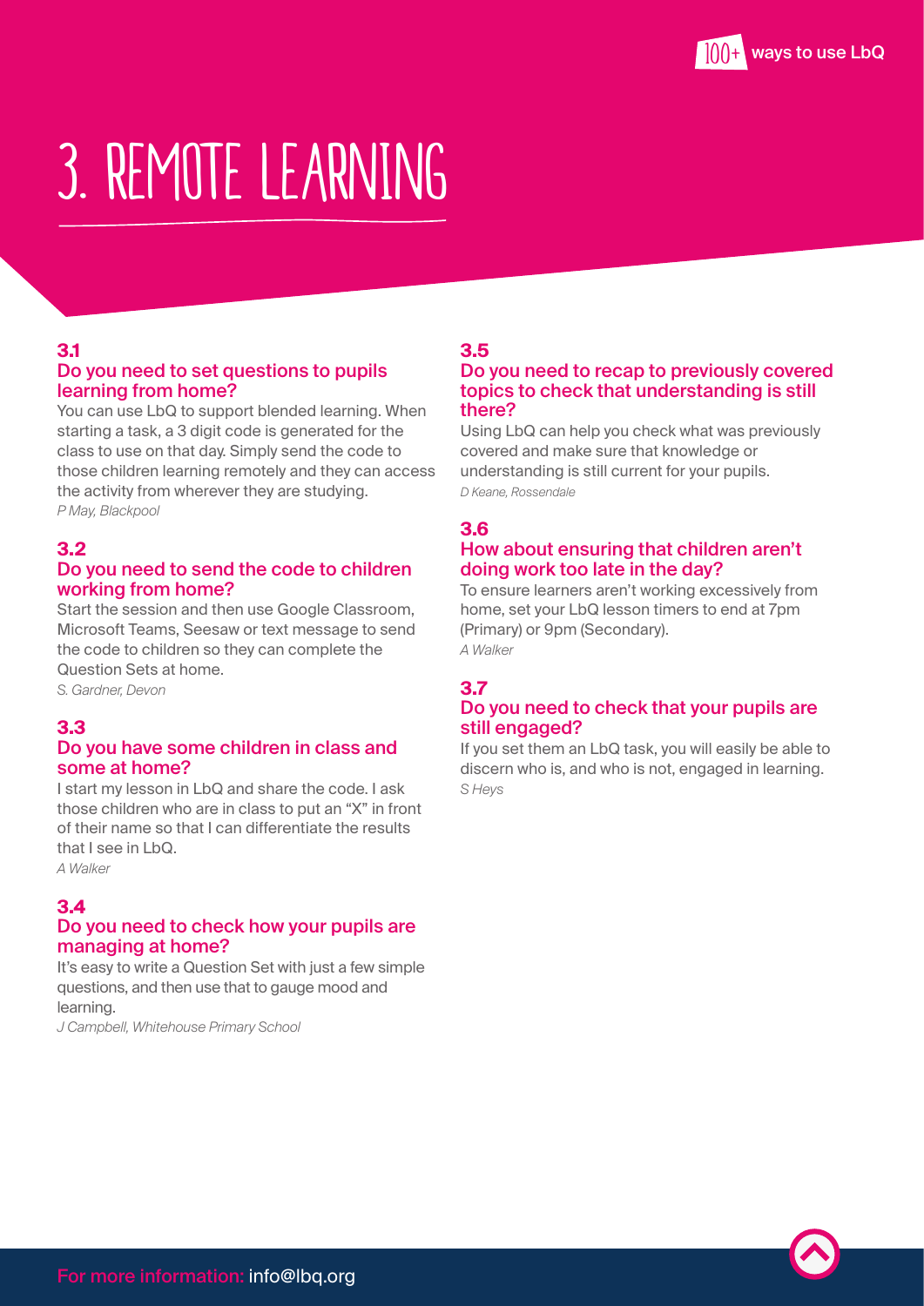# 3. REMOTE LEARNING

### 3.1
### Do you need to set questions to pupils learning from home?

You can use LbQ to support blended learning. When starting a task, a 3 digit code is generated for the class to use on that day. Simply send the code to those children learning remotely and they can access the activity from wherever they are studying.

*P May, Blackpool*

### 3.2
### Do you need to send the code to children working from home?

Start the session and then use Google Classroom, Microsoft Teams, Seesaw or text message to send the code to children so they can complete the Question Sets at home.

*S. Gardner, Devon*

### 3.3
### Do you have some children in class and some at home?

I start my lesson in LbQ and share the code. I ask those children who are in class to put an "X" in front of their name so that I can differentiate the results that I see in LbQ.

*A Walker*

### 3.4
### Do you need to check how your pupils are managing at home?

It's easy to write a Question Set with just a few simple questions, and then use that to gauge mood and learning.

*J Campbell, Whitehouse Primary School*

### 3.5
### Do you need to recap to previously covered topics to check that understanding is still there?

Using LbQ can help you check what was previously covered and make sure that knowledge or understanding is still current for your pupils.

*D Keane, Rossendale*

### 3.6
### How about ensuring that children aren't doing work too late in the day?

To ensure learners aren't working excessively from home, set your LbQ lesson timers to end at 7pm (Primary) or 9pm (Secondary).

*A Walker*

### 3.7
### Do you need to check that your pupils are still engaged?

If you set them an LbQ task, you will easily be able to discern who is, and who is not, engaged in learning.

*S Heys*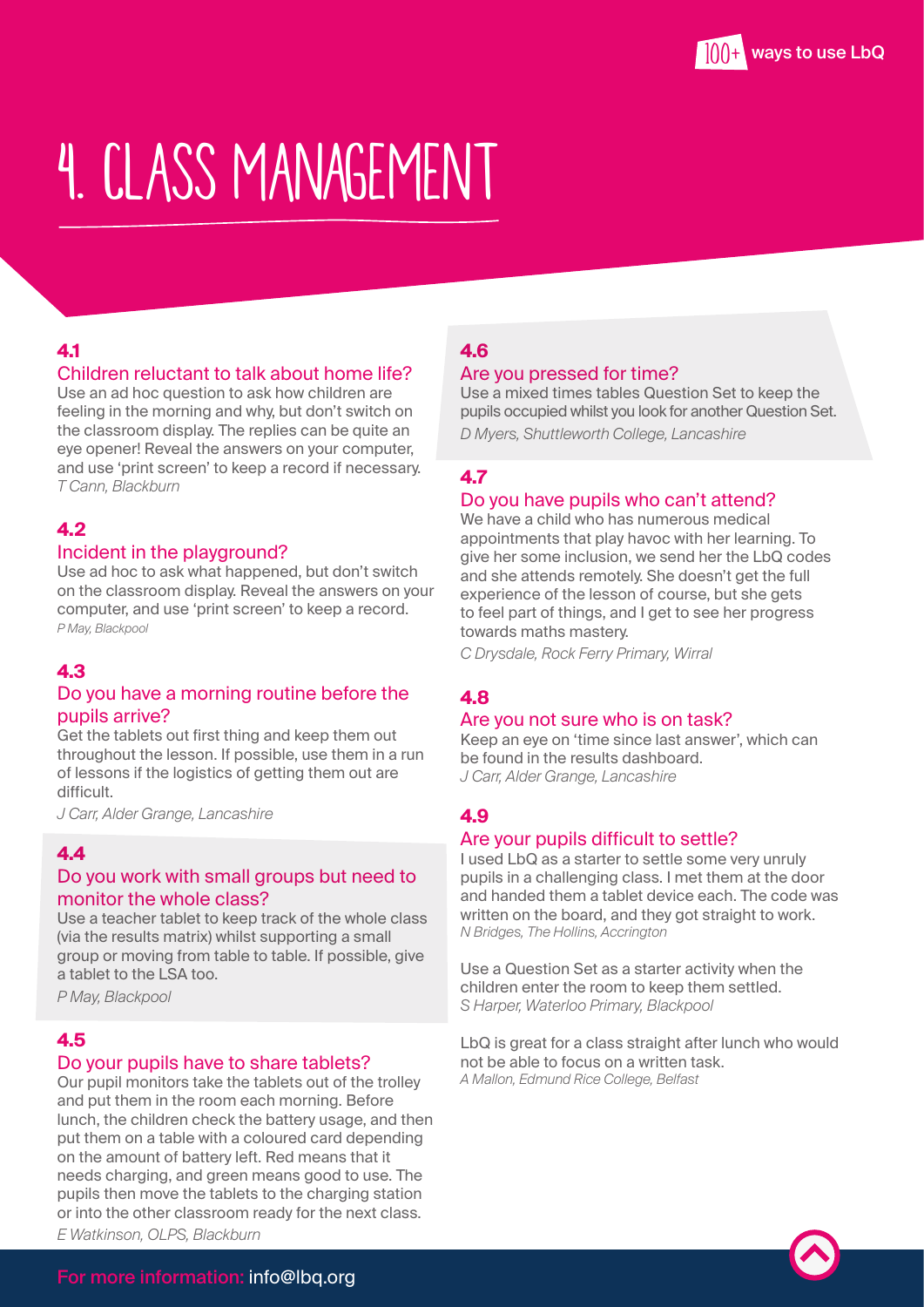# 4. CLASS MANAGEMENT

### 4.1

**Children reluctant to talk about home life?**

Use an ad hoc question to ask how children are feeling in the morning and why, but don't switch on the classroom display. The replies can be quite an eye opener! Reveal the answers on your computer, and use 'print screen' to keep a record if necessary.
*T Cann, Blackburn*

### 4.2

**Incident in the playground?**

Use ad hoc to ask what happened, but don't switch on the classroom display. Reveal the answers on your computer, and use 'print screen' to keep a record.
*P May, Blackpool*

### 4.3

**Do you have a morning routine before the pupils arrive?**

Get the tablets out first thing and keep them out throughout the lesson. If possible, use them in a run of lessons if the logistics of getting them out are difficult.
*J Carr, Alder Grange, Lancashire*

### 4.4

**Do you work with small groups but need to monitor the whole class?**

Use a teacher tablet to keep track of the whole class (via the results matrix) whilst supporting a small group or moving from table to table. If possible, give a tablet to the LSA too.
*P May, Blackpool*

### 4.5

**Do your pupils have to share tablets?**

Our pupil monitors take the tablets out of the trolley and put them in the room each morning. Before lunch, the children check the battery usage, and then put them on a table with a coloured card depending on the amount of battery left. Red means that it needs charging, and green means good to use. The pupils then move the tablets to the charging station or into the other classroom ready for the next class.
*E Watkinson, OLPS, Blackburn*

### 4.6

**Are you pressed for time?**

Use a mixed times tables Question Set to keep the pupils occupied whilst you look for another Question Set.
*D Myers, Shuttleworth College, Lancashire*

### 4.7

**Do you have pupils who can't attend?**

We have a child who has numerous medical appointments that play havoc with her learning. To give her some inclusion, we send her the LbQ codes and she attends remotely. She doesn't get the full experience of the lesson of course, but she gets to feel part of things, and I get to see her progress towards maths mastery.
*C Drysdale, Rock Ferry Primary, Wirral*

### 4.8

**Are you not sure who is on task?**

Keep an eye on 'time since last answer', which can be found in the results dashboard.
*J Carr, Alder Grange, Lancashire*

### 4.9

**Are your pupils difficult to settle?**

I used LbQ as a starter to settle some very unruly pupils in a challenging class. I met them at the door and handed them a tablet device each. The code was written on the board, and they got straight to work.
*N Bridges, The Hollins, Accrington*

Use a Question Set as a starter activity when the children enter the room to keep them settled.
*S Harper, Waterloo Primary, Blackpool*

LbQ is great for a class straight after lunch who would not be able to focus on a written task.
*A Mallon, Edmund Rice College, Belfast*

For more information: info@lbq.org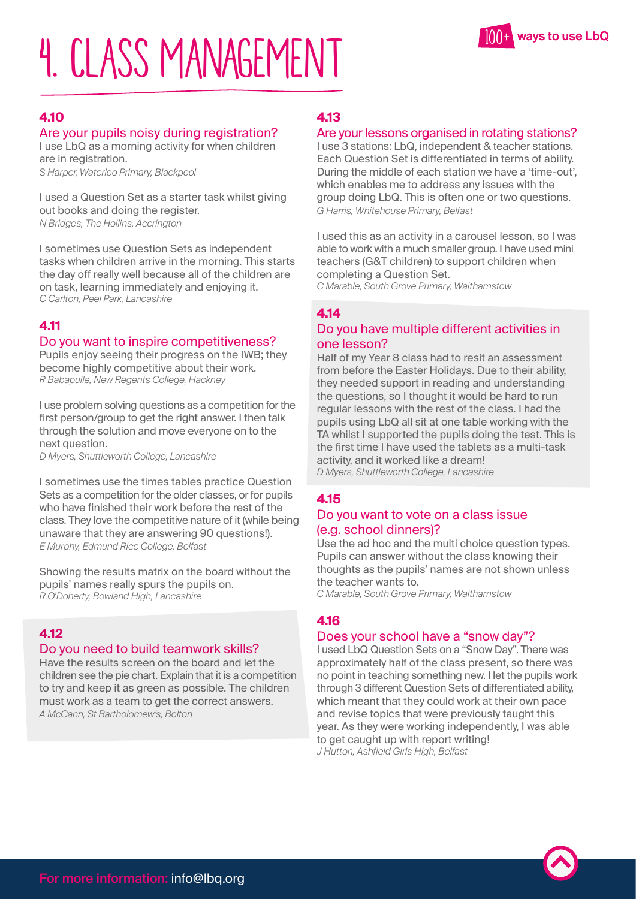# 4. CLASS MANAGEMENT

### 4.10

#### Are your pupils noisy during registration?

I use LbQ as a morning activity for when children are in registration.
*S Harper, Waterloo Primary, Blackpool*

I used a Question Set as a starter task whilst giving out books and doing the register.
*N Bridges, The Hollins, Accrington*

I sometimes use Question Sets as independent tasks when children arrive in the morning. This starts the day off really well because all of the children are on task, learning immediately and enjoying it.
*C Carlton, Peel Park, Lancashire*

### 4.11

#### Do you want to inspire competitiveness?

Pupils enjoy seeing their progress on the IWB; they become highly competitive about their work.
*R Babapulle, New Regents College, Hackney*

I use problem solving questions as a competition for the first person/group to get the right answer. I then talk through the solution and move everyone on to the next question.
*D Myers, Shuttleworth College, Lancashire*

I sometimes use the times tables practice Question Sets as a competition for the older classes, or for pupils who have finished their work before the rest of the class. They love the competitive nature of it (while being unaware that they are answering 90 questions!).
*E Murphy, Edmund Rice College, Belfast*

Showing the results matrix on the board without the pupils' names really spurs the pupils on.
*R O'Doherty, Bowland High, Lancashire*

### 4.12

#### Do you need to build teamwork skills?

Have the results screen on the board and let the children see the pie chart. Explain that it is a competition to try and keep it as green as possible. The children must work as a team to get the correct answers.
*A McCann, St Bartholomew's, Bolton*

### 4.13

#### Are your lessons organised in rotating stations?

I use 3 stations: LbQ, independent & teacher stations. Each Question Set is differentiated in terms of ability. During the middle of each station we have a 'time-out', which enables me to address any issues with the group doing LbQ. This is often one or two questions.
*G Harris, Whitehouse Primary, Belfast*

I used this as an activity in a carousel lesson, so I was able to work with a much smaller group. I have used mini teachers (G&T children) to support children when completing a Question Set.
*C Marable, South Grove Primary, Walthamstow*

### 4.14

#### Do you have multiple different activities in one lesson?

Half of my Year 8 class had to resit an assessment from before the Easter Holidays. Due to their ability, they needed support in reading and understanding the questions, so I thought it would be hard to run regular lessons with the rest of the class. I had the pupils using LbQ all sit at one table working with the TA whilst I supported the pupils doing the test. This is the first time I have used the tablets as a multi-task activity, and it worked like a dream!
*D Myers, Shuttleworth College, Lancashire*

### 4.15

#### Do you want to vote on a class issue (e.g. school dinners)?

Use the ad hoc and the multi choice question types. Pupils can answer without the class knowing their thoughts as the pupils' names are not shown unless the teacher wants to.
*C Marable, South Grove Primary, Walthamstow*

### 4.16

#### Does your school have a "snow day"?

I used LbQ Question Sets on a "Snow Day". There was approximately half of the class present, so there was no point in teaching something new. I let the pupils work through 3 different Question Sets of differentiated ability, which meant that they could work at their own pace and revise topics that were previously taught this year. As they were working independently, I was able to get caught up with report writing!
*J Hutton, Ashfield Girls High, Belfast*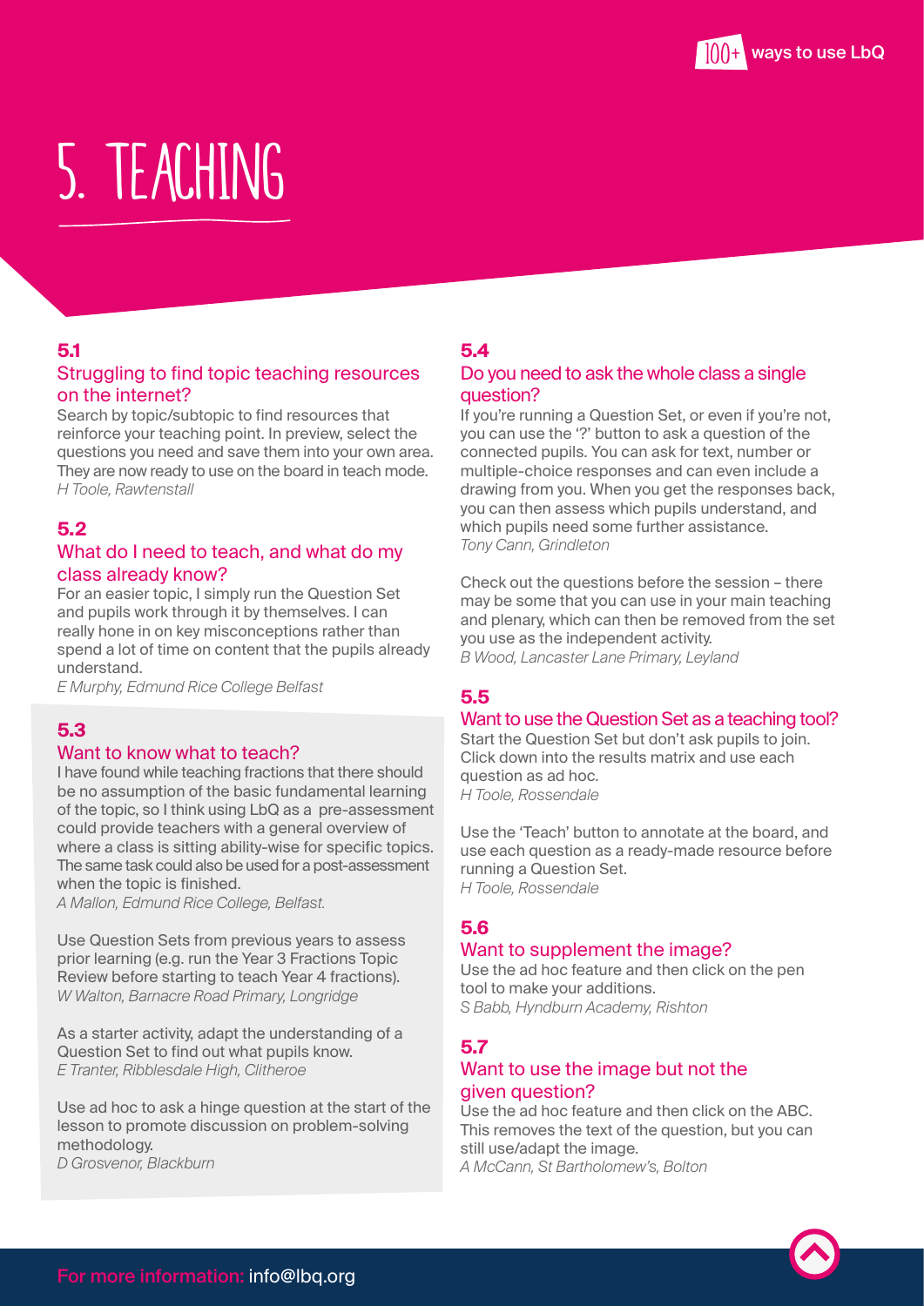# 5. TEACHING

### 5.1

#### Struggling to find topic teaching resources on the internet?

Search by topic/subtopic to find resources that reinforce your teaching point. In preview, select the questions you need and save them into your own area. They are now ready to use on the board in teach mode.
*H Toole, Rawtenstall*

### 5.2

#### What do I need to teach, and what do my class already know?

For an easier topic, I simply run the Question Set and pupils work through it by themselves. I can really hone in on key misconceptions rather than spend a lot of time on content that the pupils already understand.
*E Murphy, Edmund Rice College Belfast*

### 5.3

#### Want to know what to teach?

I have found while teaching fractions that there should be no assumption of the basic fundamental learning of the topic, so I think using LbQ as a pre-assessment could provide teachers with a general overview of where a class is sitting ability-wise for specific topics. The same task could also be used for a post-assessment when the topic is finished.
*A Mallon, Edmund Rice College, Belfast.*

Use Question Sets from previous years to assess prior learning (e.g. run the Year 3 Fractions Topic Review before starting to teach Year 4 fractions).
*W Walton, Barnacre Road Primary, Longridge*

As a starter activity, adapt the understanding of a Question Set to find out what pupils know.
*E Tranter, Ribblesdale High, Clitheroe*

Use ad hoc to ask a hinge question at the start of the lesson to promote discussion on problem-solving methodology.
*D Grosvenor, Blackburn*

### 5.4

#### Do you need to ask the whole class a single question?

If you're running a Question Set, or even if you're not, you can use the '?' button to ask a question of the connected pupils. You can ask for text, number or multiple-choice responses and can even include a drawing from you. When you get the responses back, you can then assess which pupils understand, and which pupils need some further assistance.
*Tony Cann, Grindleton*

Check out the questions before the session – there may be some that you can use in your main teaching and plenary, which can then be removed from the set you use as the independent activity.
*B Wood, Lancaster Lane Primary, Leyland*

### 5.5

#### Want to use the Question Set as a teaching tool?

Start the Question Set but don't ask pupils to join. Click down into the results matrix and use each question as ad hoc.
*H Toole, Rossendale*

Use the 'Teach' button to annotate at the board, and use each question as a ready-made resource before running a Question Set.
*H Toole, Rossendale*

### 5.6

#### Want to supplement the image?

Use the ad hoc feature and then click on the pen tool to make your additions.
*S Babb, Hyndburn Academy, Rishton*

### 5.7

#### Want to use the image but not the given question?

Use the ad hoc feature and then click on the ABC. This removes the text of the question, but you can still use/adapt the image.
*A McCann, St Bartholomew's, Bolton*

For more information: info@lbq.org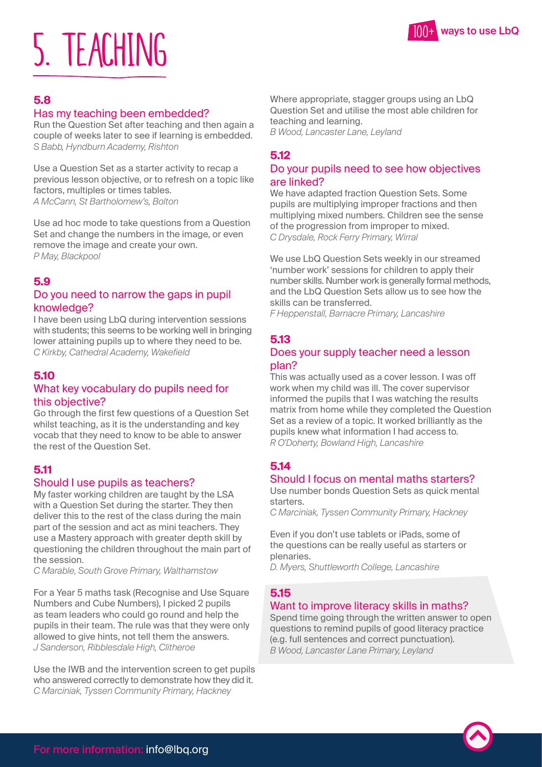# 5. TEACHING

### 5.8

#### Has my teaching been embedded?

Run the Question Set after teaching and then again a couple of weeks later to see if learning is embedded.
*S Babb, Hyndburn Academy, Rishton*

Use a Question Set as a starter activity to recap a previous lesson objective, or to refresh on a topic like factors, multiples or times tables.
*A McCann, St Bartholomew's, Bolton*

Use ad hoc mode to take questions from a Question Set and change the numbers in the image, or even remove the image and create your own.
*P May, Blackpool*

### 5.9

#### Do you need to narrow the gaps in pupil knowledge?

I have been using LbQ during intervention sessions with students; this seems to be working well in bringing lower attaining pupils up to where they need to be.
*C Kirkby, Cathedral Academy, Wakefield*

### 5.10

#### What key vocabulary do pupils need for this objective?

Go through the first few questions of a Question Set whilst teaching, as it is the understanding and key vocab that they need to know to be able to answer the rest of the Question Set.

### 5.11

#### Should I use pupils as teachers?

My faster working children are taught by the LSA with a Question Set during the starter. They then deliver this to the rest of the class during the main part of the session and act as mini teachers. They use a Mastery approach with greater depth skill by questioning the children throughout the main part of the session.
*C Marable, South Grove Primary, Walthamstow*

For a Year 5 maths task (Recognise and Use Square Numbers and Cube Numbers), I picked 2 pupils as team leaders who could go round and help the pupils in their team. The rule was that they were only allowed to give hints, not tell them the answers.
*J Sanderson, Ribblesdale High, Clitheroe*

Use the IWB and the intervention screen to get pupils who answered correctly to demonstrate how they did it.
*C Marciniak, Tyssen Community Primary, Hackney*

Where appropriate, stagger groups using an LbQ Question Set and utilise the most able children for teaching and learning.
*B Wood, Lancaster Lane, Leyland*

### 5.12

#### Do your pupils need to see how objectives are linked?

We have adapted fraction Question Sets. Some pupils are multiplying improper fractions and then multiplying mixed numbers. Children see the sense of the progression from improper to mixed.
*C Drysdale, Rock Ferry Primary, Wirral*

We use LbQ Question Sets weekly in our streamed 'number work' sessions for children to apply their number skills. Number work is generally formal methods, and the LbQ Question Sets allow us to see how the skills can be transferred.
*F Heppenstall, Barnacre Primary, Lancashire*

### 5.13

#### Does your supply teacher need a lesson plan?

This was actually used as a cover lesson. I was off work when my child was ill. The cover supervisor informed the pupils that I was watching the results matrix from home while they completed the Question Set as a review of a topic. It worked brilliantly as the pupils knew what information I had access to.
*R O'Doherty, Bowland High, Lancashire*

### 5.14

#### Should I focus on mental maths starters?

Use number bonds Question Sets as quick mental starters.
*C Marciniak, Tyssen Community Primary, Hackney*

Even if you don't use tablets or iPads, some of the questions can be really useful as starters or plenaries.
*D. Myers, Shuttleworth College, Lancashire*

### 5.15

#### Want to improve literacy skills in maths?

Spend time going through the written answer to open questions to remind pupils of good literacy practice (e.g. full sentences and correct punctuation).
*B Wood, Lancaster Lane Primary, Leyland*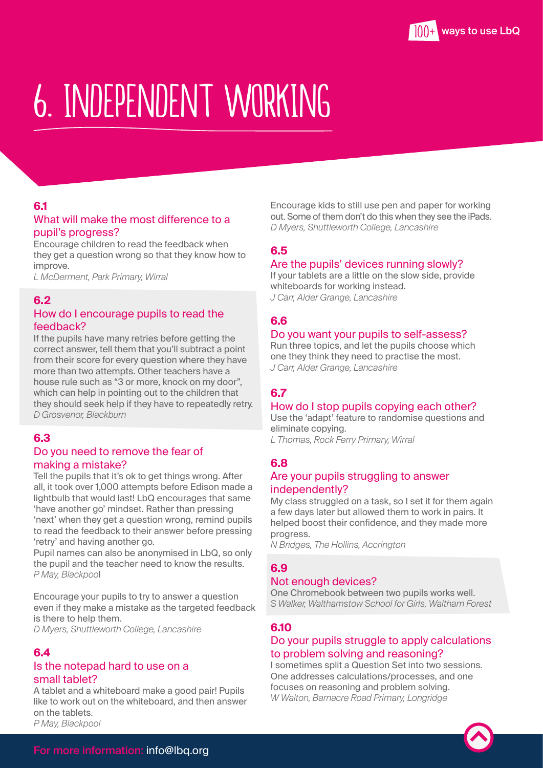# 6. INDEPENDENT WORKING

### 6.1

#### What will make the most difference to a pupil's progress?

Encourage children to read the feedback when they get a question wrong so that they know how to improve.

*L McDerment, Park Primary, Wirral*

### 6.2

#### How do I encourage pupils to read the feedback?

If the pupils have many retries before getting the correct answer, tell them that you'll subtract a point from their score for every question where they have more than two attempts. Other teachers have a house rule such as "3 or more, knock on my door", which can help in pointing out to the children that they should seek help if they have to repeatedly retry.

*D Grosvenor, Blackburn*

### 6.3

#### Do you need to remove the fear of making a mistake?

Tell the pupils that it's ok to get things wrong. After all, it took over 1,000 attempts before Edison made a lightbulb that would last! LbQ encourages that same 'have another go' mindset. Rather than pressing 'next' when they get a question wrong, remind pupils to read the feedback to their answer before pressing 'retry' and having another go.

Pupil names can also be anonymised in LbQ, so only the pupil and the teacher need to know the results.

*P May, Blackpool*

Encourage your pupils to try to answer a question even if they make a mistake as the targeted feedback is there to help them.

*D Myers, Shuttleworth College, Lancashire*

### 6.4

#### Is the notepad hard to use on a small tablet?

A tablet and a whiteboard make a good pair! Pupils like to work out on the whiteboard, and then answer on the tablets.

*P May, Blackpool*

Encourage kids to still use pen and paper for working out. Some of them don't do this when they see the iPads.

*D Myers, Shuttleworth College, Lancashire*

### 6.5

#### Are the pupils' devices running slowly?

If your tablets are a little on the slow side, provide whiteboards for working instead.

*J Carr, Alder Grange, Lancashire*

### 6.6

#### Do you want your pupils to self-assess?

Run three topics, and let the pupils choose which one they think they need to practise the most.

*J Carr, Alder Grange, Lancashire*

### 6.7

#### How do I stop pupils copying each other?

Use the 'adapt' feature to randomise questions and eliminate copying.

*L Thomas, Rock Ferry Primary, Wirral*

### 6.8

#### Are your pupils struggling to answer independently?

My class struggled on a task, so I set it for them again a few days later but allowed them to work in pairs. It helped boost their confidence, and they made more progress.

*N Bridges, The Hollins, Accrington*

### 6.9

#### Not enough devices?

One Chromebook between two pupils works well.

*S Walker, Walthamstow School for Girls, Waltham Forest*

### 6.10

#### Do your pupils struggle to apply calculations to problem solving and reasoning?

I sometimes split a Question Set into two sessions. One addresses calculations/processes, and one focuses on reasoning and problem solving.

*W Walton, Barnacre Road Primary, Longridge*

For more information: info@lbq.org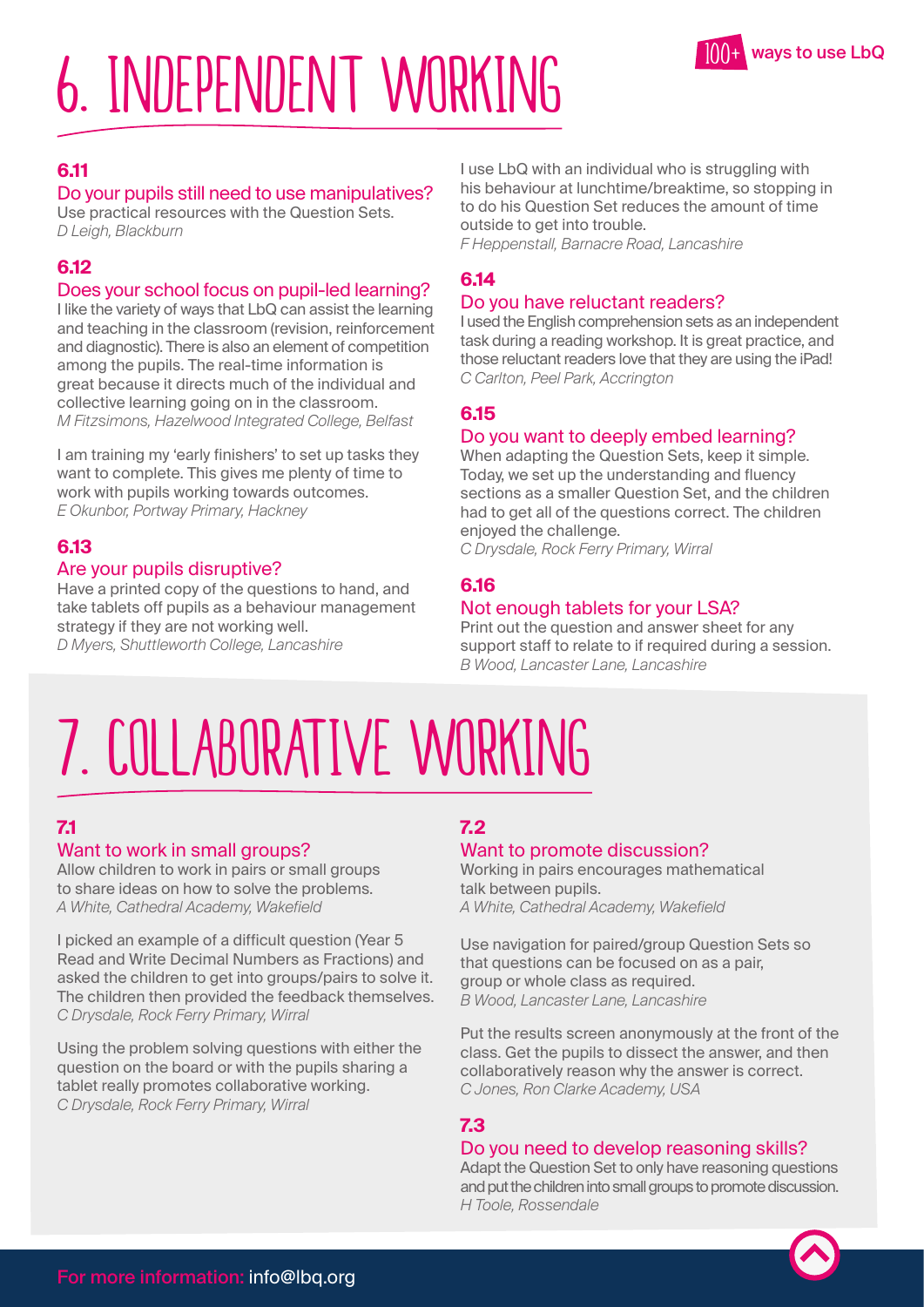# 6. INDEPENDENT WORKING

### 6.11

**Do your pupils still need to use manipulatives?**

Use practical resources with the Question Sets.
*D Leigh, Blackburn*

### 6.12

**Does your school focus on pupil-led learning?**

I like the variety of ways that LbQ can assist the learning and teaching in the classroom (revision, reinforcement and diagnostic). There is also an element of competition among the pupils. The real-time information is great because it directs much of the individual and collective learning going on in the classroom.
*M Fitzsimons, Hazelwood Integrated College, Belfast*

I am training my 'early finishers' to set up tasks they want to complete. This gives me plenty of time to work with pupils working towards outcomes.
*E Okunbor, Portway Primary, Hackney*

### 6.13

**Are your pupils disruptive?**

Have a printed copy of the questions to hand, and take tablets off pupils as a behaviour management strategy if they are not working well.
*D Myers, Shuttleworth College, Lancashire*

I use LbQ with an individual who is struggling with his behaviour at lunchtime/breaktime, so stopping in to do his Question Set reduces the amount of time outside to get into trouble.
*F Heppenstall, Barnacre Road, Lancashire*

### 6.14

**Do you have reluctant readers?**

I used the English comprehension sets as an independent task during a reading workshop. It is great practice, and those reluctant readers love that they are using the iPad!
*C Carlton, Peel Park, Accrington*

### 6.15

**Do you want to deeply embed learning?**

When adapting the Question Sets, keep it simple. Today, we set up the understanding and fluency sections as a smaller Question Set, and the children had to get all of the questions correct. The children enjoyed the challenge.
*C Drysdale, Rock Ferry Primary, Wirral*

### 6.16

**Not enough tablets for your LSA?**

Print out the question and answer sheet for any support staff to relate to if required during a session.
*B Wood, Lancaster Lane, Lancashire*

# 7. COLLABORATIVE WORKING

### 7.1

**Want to work in small groups?**

Allow children to work in pairs or small groups to share ideas on how to solve the problems.
*A White, Cathedral Academy, Wakefield*

I picked an example of a difficult question (Year 5 Read and Write Decimal Numbers as Fractions) and asked the children to get into groups/pairs to solve it. The children then provided the feedback themselves.
*C Drysdale, Rock Ferry Primary, Wirral*

Using the problem solving questions with either the question on the board or with the pupils sharing a tablet really promotes collaborative working.
*C Drysdale, Rock Ferry Primary, Wirral*

### 7.2

**Want to promote discussion?**

Working in pairs encourages mathematical talk between pupils.
*A White, Cathedral Academy, Wakefield*

Use navigation for paired/group Question Sets so that questions can be focused on as a pair, group or whole class as required.
*B Wood, Lancaster Lane, Lancashire*

Put the results screen anonymously at the front of the class. Get the pupils to dissect the answer, and then collaboratively reason why the answer is correct.
*C Jones, Ron Clarke Academy, USA*

### 7.3

**Do you need to develop reasoning skills?**

Adapt the Question Set to only have reasoning questions and put the children into small groups to promote discussion.
*H Toole, Rossendale*

For more information: info@lbq.org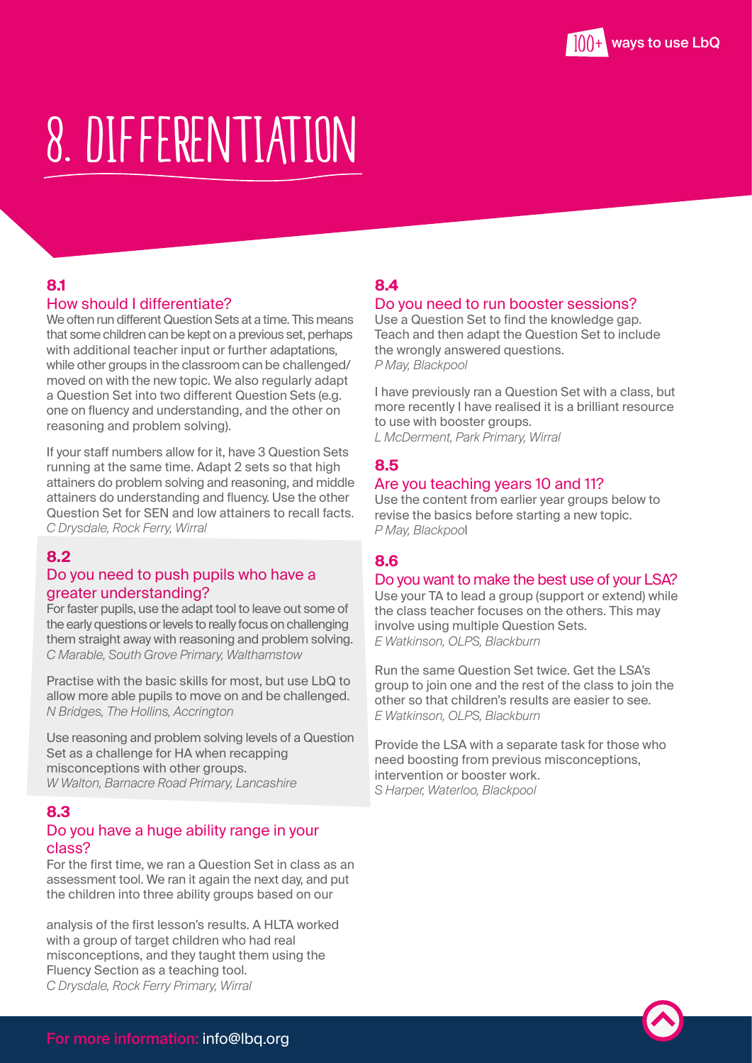# 8. DIFFERENTIATION

### 8.1

#### How should I differentiate?

We often run different Question Sets at a time. This means that some children can be kept on a previous set, perhaps with additional teacher input or further adaptations, while other groups in the classroom can be challenged/moved on with the new topic. We also regularly adapt a Question Set into two different Question Sets (e.g. one on fluency and understanding, and the other on reasoning and problem solving).

If your staff numbers allow for it, have 3 Question Sets running at the same time. Adapt 2 sets so that high attainers do problem solving and reasoning, and middle attainers do understanding and fluency. Use the other Question Set for SEN and low attainers to recall facts.
*C Drysdale, Rock Ferry, Wirral*

### 8.2

#### Do you need to push pupils who have a greater understanding?

For faster pupils, use the adapt tool to leave out some of the early questions or levels to really focus on challenging them straight away with reasoning and problem solving.
*C Marable, South Grove Primary, Walthamstow*

Practise with the basic skills for most, but use LbQ to allow more able pupils to move on and be challenged.
*N Bridges, The Hollins, Accrington*

Use reasoning and problem solving levels of a Question Set as a challenge for HA when recapping misconceptions with other groups.
*W Walton, Barnacre Road Primary, Lancashire*

### 8.3

#### Do you have a huge ability range in your class?

For the first time, we ran a Question Set in class as an assessment tool. We ran it again the next day, and put the children into three ability groups based on our analysis of the first lesson's results. A HLTA worked with a group of target children who had real misconceptions, and they taught them using the Fluency Section as a teaching tool.
*C Drysdale, Rock Ferry Primary, Wirral*

### 8.4

#### Do you need to run booster sessions?

Use a Question Set to find the knowledge gap. Teach and then adapt the Question Set to include the wrongly answered questions.
*P May, Blackpool*

I have previously ran a Question Set with a class, but more recently I have realised it is a brilliant resource to use with booster groups.
*L McDerment, Park Primary, Wirral*

### 8.5

#### Are you teaching years 10 and 11?

Use the content from earlier year groups below to revise the basics before starting a new topic.
*P May, Blackpool*

### 8.6

#### Do you want to make the best use of your LSA?

Use your TA to lead a group (support or extend) while the class teacher focuses on the others. This may involve using multiple Question Sets.
*E Watkinson, OLPS, Blackburn*

Run the same Question Set twice. Get the LSA's group to join one and the rest of the class to join the other so that children's results are easier to see.
*E Watkinson, OLPS, Blackburn*

Provide the LSA with a separate task for those who need boosting from previous misconceptions, intervention or booster work.
*S Harper, Waterloo, Blackpool*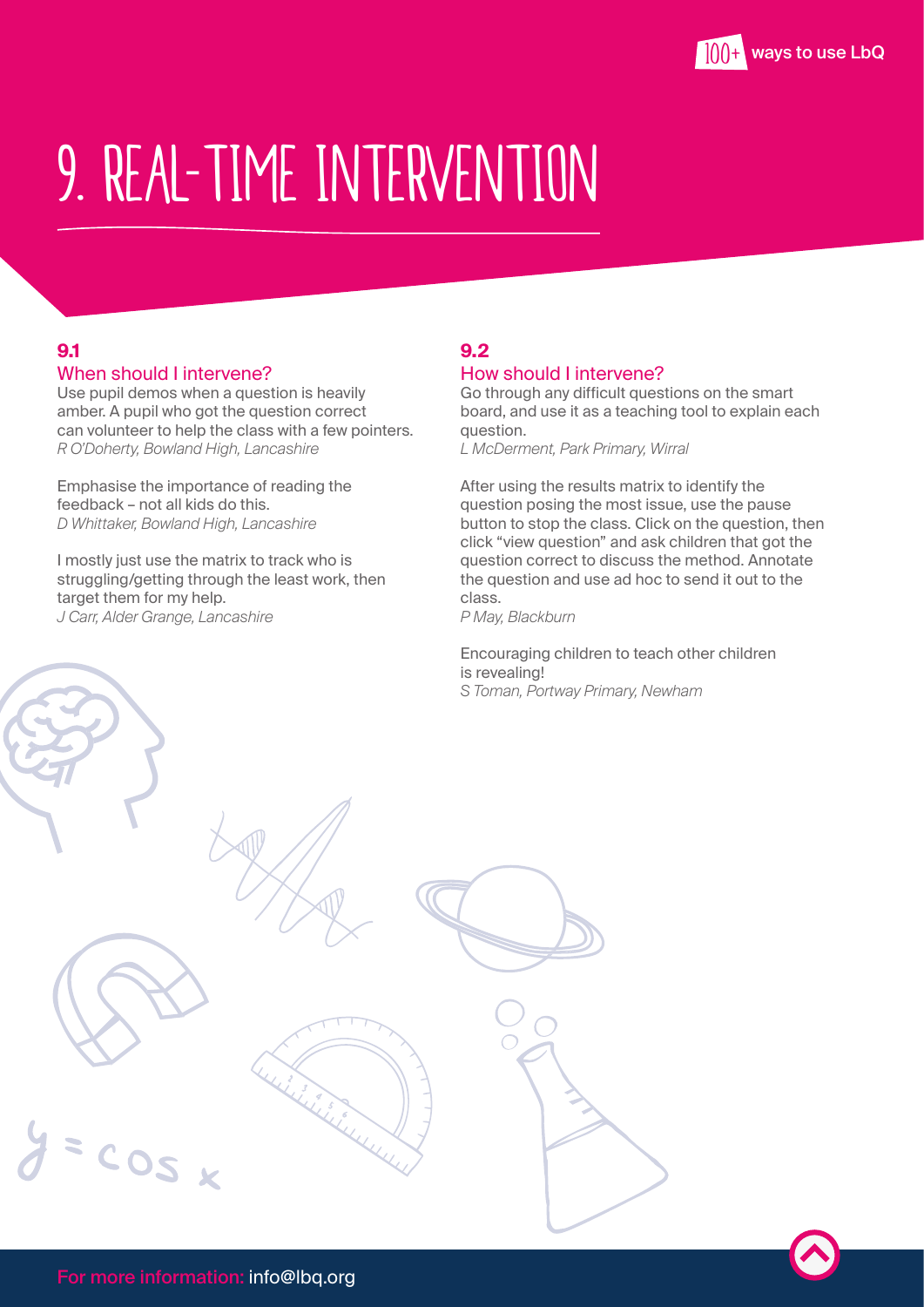# 9. REAL-TIME INTERVENTION

### 9.1

**When should I intervene?**

Use pupil demos when a question is heavily amber. A pupil who got the question correct can volunteer to help the class with a few pointers.
*R O'Doherty, Bowland High, Lancashire*

Emphasise the importance of reading the feedback – not all kids do this.
*D Whittaker, Bowland High, Lancashire*

I mostly just use the matrix to track who is struggling/getting through the least work, then target them for my help.
*J Carr, Alder Grange, Lancashire*

### 9.2

**How should I intervene?**

Go through any difficult questions on the smart board, and use it as a teaching tool to explain each question.
*L McDerment, Park Primary, Wirral*

After using the results matrix to identify the question posing the most issue, use the pause button to stop the class. Click on the question, then click "view question" and ask children that got the question correct to discuss the method. Annotate the question and use ad hoc to send it out to the class.
*P May, Blackburn*

Encouraging children to teach other children is revealing!
*S Toman, Portway Primary, Newham*

For more information: info@lbq.org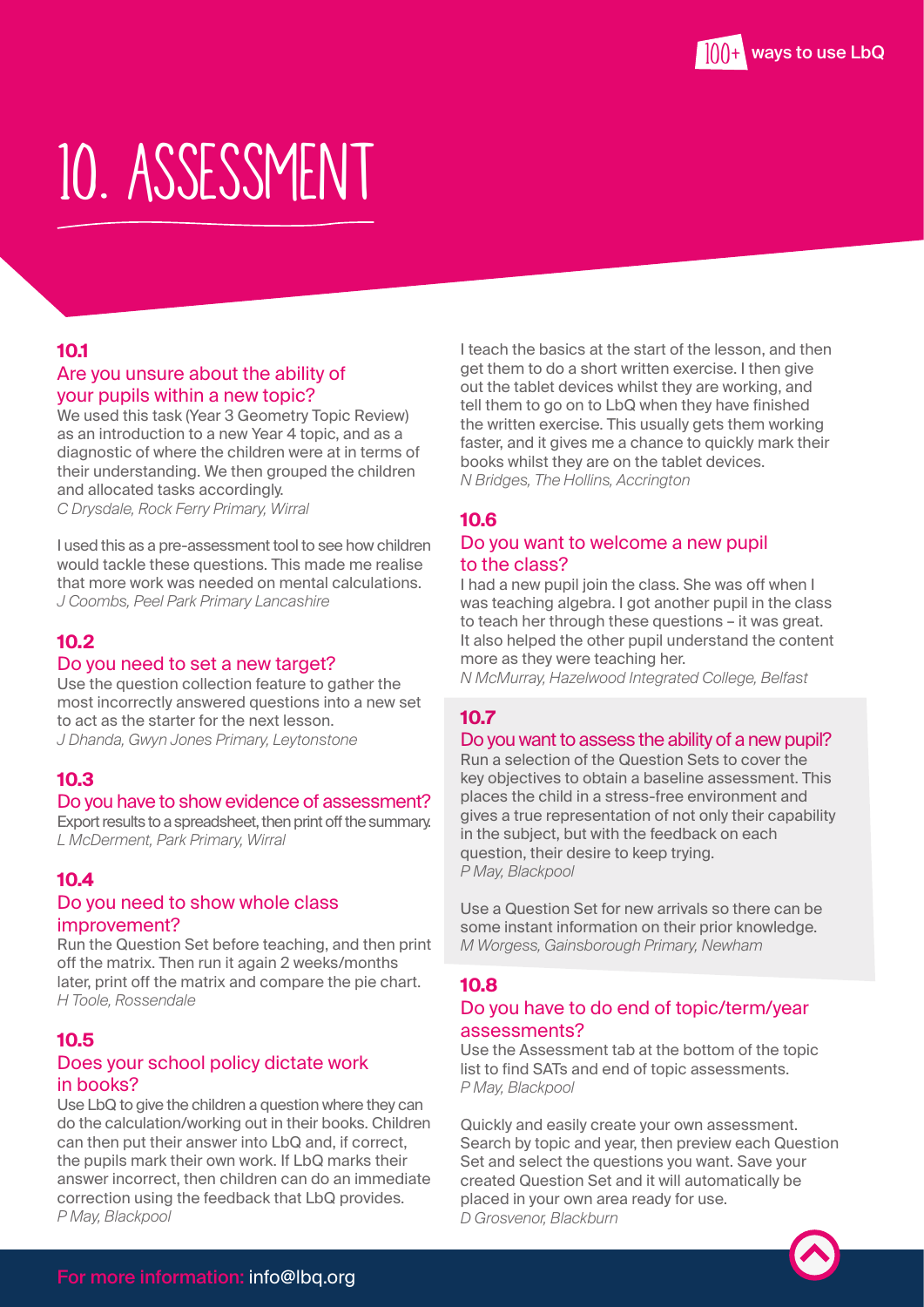# 10. ASSESSMENT

### 10.1

#### Are you unsure about the ability of your pupils within a new topic?

We used this task (Year 3 Geometry Topic Review) as an introduction to a new Year 4 topic, and as a diagnostic of where the children were at in terms of their understanding. We then grouped the children and allocated tasks accordingly.
*C Drysdale, Rock Ferry Primary, Wirral*

I used this as a pre-assessment tool to see how children would tackle these questions. This made me realise that more work was needed on mental calculations.
*J Coombs, Peel Park Primary Lancashire*

### 10.2

#### Do you need to set a new target?

Use the question collection feature to gather the most incorrectly answered questions into a new set to act as the starter for the next lesson.
*J Dhanda, Gwyn Jones Primary, Leytonstone*

### 10.3

#### Do you have to show evidence of assessment?

Export results to a spreadsheet, then print off the summary.
*L McDerment, Park Primary, Wirral*

### 10.4

#### Do you need to show whole class improvement?

Run the Question Set before teaching, and then print off the matrix. Then run it again 2 weeks/months later, print off the matrix and compare the pie chart.
*H Toole, Rossendale*

### 10.5

#### Does your school policy dictate work in books?

Use LbQ to give the children a question where they can do the calculation/working out in their books. Children can then put their answer into LbQ and, if correct, the pupils mark their own work. If LbQ marks their answer incorrect, then children can do an immediate correction using the feedback that LbQ provides.
*P May, Blackpool*

I teach the basics at the start of the lesson, and then get them to do a short written exercise. I then give out the tablet devices whilst they are working, and tell them to go on to LbQ when they have finished the written exercise. This usually gets them working faster, and it gives me a chance to quickly mark their books whilst they are on the tablet devices.
*N Bridges, The Hollins, Accrington*

### 10.6

#### Do you want to welcome a new pupil to the class?

I had a new pupil join the class. She was off when I was teaching algebra. I got another pupil in the class to teach her through these questions – it was great. It also helped the other pupil understand the content more as they were teaching her.
*N McMurray, Hazelwood Integrated College, Belfast*

### 10.7

#### Do you want to assess the ability of a new pupil?

Run a selection of the Question Sets to cover the key objectives to obtain a baseline assessment. This places the child in a stress-free environment and gives a true representation of not only their capability in the subject, but with the feedback on each question, their desire to keep trying.
*P May, Blackpool*

Use a Question Set for new arrivals so there can be some instant information on their prior knowledge.
*M Worgess, Gainsborough Primary, Newham*

### 10.8

#### Do you have to do end of topic/term/year assessments?

Use the Assessment tab at the bottom of the topic list to find SATs and end of topic assessments.
*P May, Blackpool*

Quickly and easily create your own assessment. Search by topic and year, then preview each Question Set and select the questions you want. Save your created Question Set and it will automatically be placed in your own area ready for use.
*D Grosvenor, Blackburn*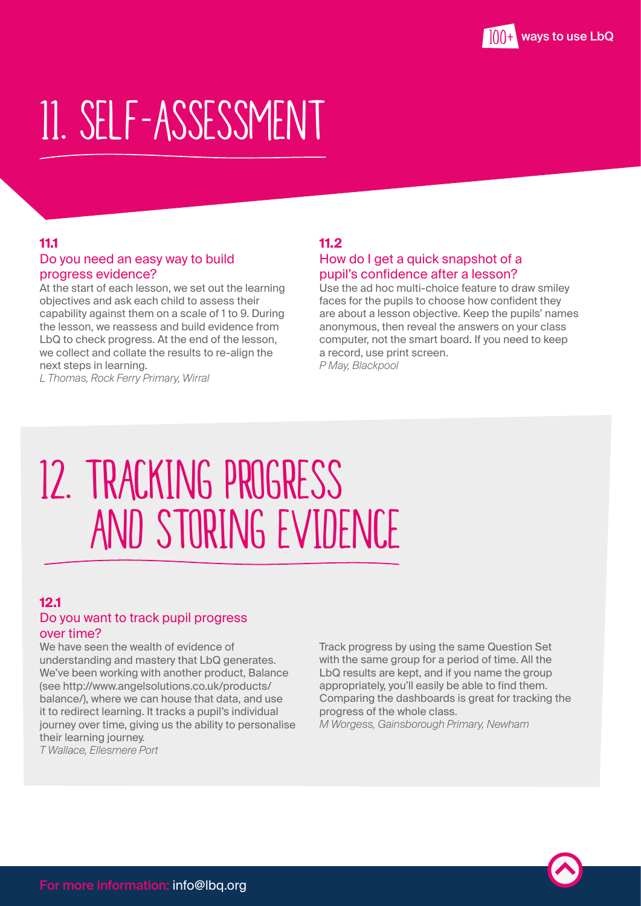# 11. SELF-ASSESSMENT

### 11.1

#### Do you need an easy way to build progress evidence?

At the start of each lesson, we set out the learning objectives and ask each child to assess their capability against them on a scale of 1 to 9. During the lesson, we reassess and build evidence from LbQ to check progress. At the end of the lesson, we collect and collate the results to re-align the next steps in learning.

*L Thomas, Rock Ferry Primary, Wirral*

### 11.2

#### How do I get a quick snapshot of a pupil's confidence after a lesson?

Use the ad hoc multi-choice feature to draw smiley faces for the pupils to choose how confident they are about a lesson objective. Keep the pupils' names anonymous, then reveal the answers on your class computer, not the smart board. If you need to keep a record, use print screen.

*P May, Blackpool*

# 12. TRACKING PROGRESS AND STORING EVIDENCE

### 12.1

#### Do you want to track pupil progress over time?

We have seen the wealth of evidence of understanding and mastery that LbQ generates. We've been working with another product, Balance (see http://www.angelsolutions.co.uk/products/balance/), where we can house that data, and use it to redirect learning. It tracks a pupil's individual journey over time, giving us the ability to personalise their learning journey.

*T Wallace, Ellesmere Port*

Track progress by using the same Question Set with the same group for a period of time. All the LbQ results are kept, and if you name the group appropriately, you'll easily be able to find them. Comparing the dashboards is great for tracking the progress of the whole class.

*M Worgess, Gainsborough Primary, Newham*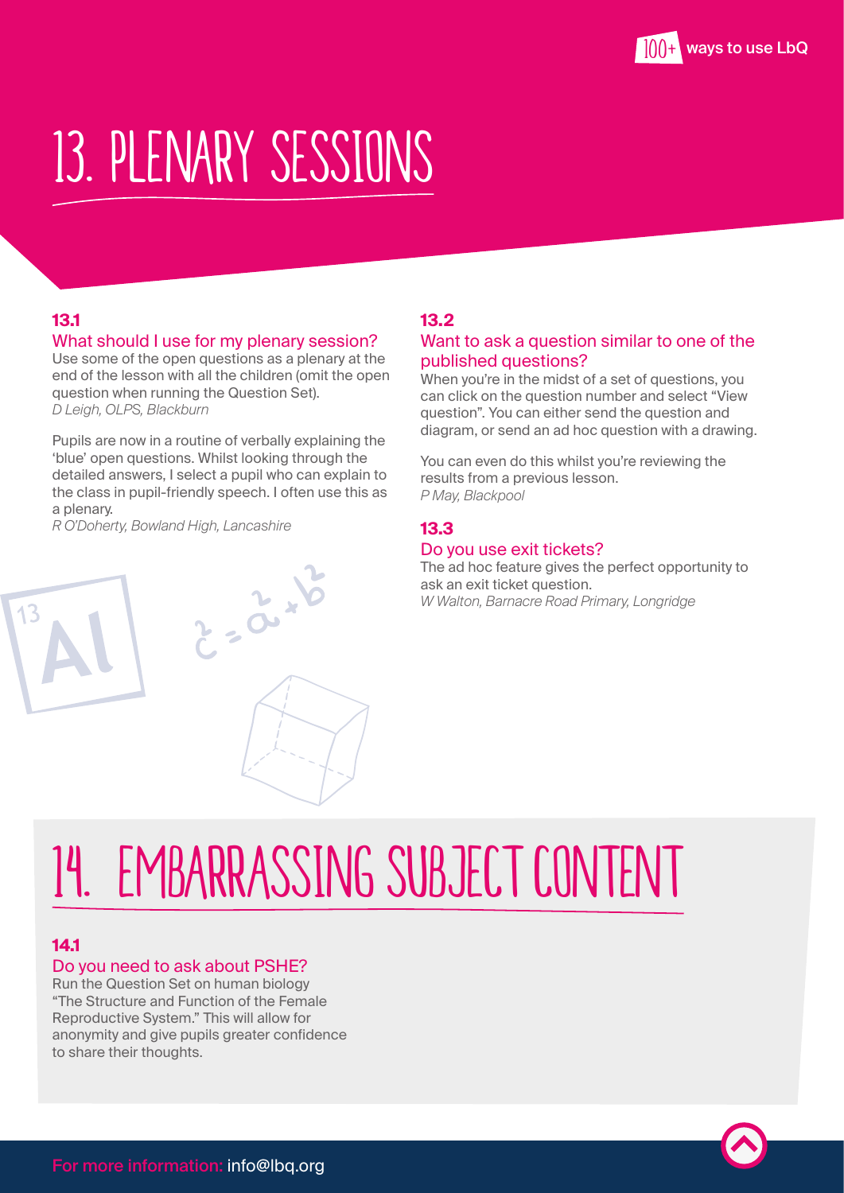# 13. PLENARY SESSIONS

### 13.1

**What should I use for my plenary session?**

Use some of the open questions as a plenary at the end of the lesson with all the children (omit the open question when running the Question Set).

*D Leigh, OLPS, Blackburn*

Pupils are now in a routine of verbally explaining the 'blue' open questions. Whilst looking through the detailed answers, I select a pupil who can explain to the class in pupil-friendly speech. I often use this as a plenary.

*R O'Doherty, Bowland High, Lancashire*

### 13.2

**Want to ask a question similar to one of the published questions?**

When you're in the midst of a set of questions, you can click on the question number and select "View question". You can either send the question and diagram, or send an ad hoc question with a drawing.

You can even do this whilst you're reviewing the results from a previous lesson.

*P May, Blackpool*

### 13.3

**Do you use exit tickets?**

The ad hoc feature gives the perfect opportunity to ask an exit ticket question.

*W Walton, Barnacre Road Primary, Longridge*

# 14. EMBARRASSING SUBJECT CONTENT

### 14.1

**Do you need to ask about PSHE?**

Run the Question Set on human biology "The Structure and Function of the Female Reproductive System." This will allow for anonymity and give pupils greater confidence to share their thoughts.

For more information: info@lbq.org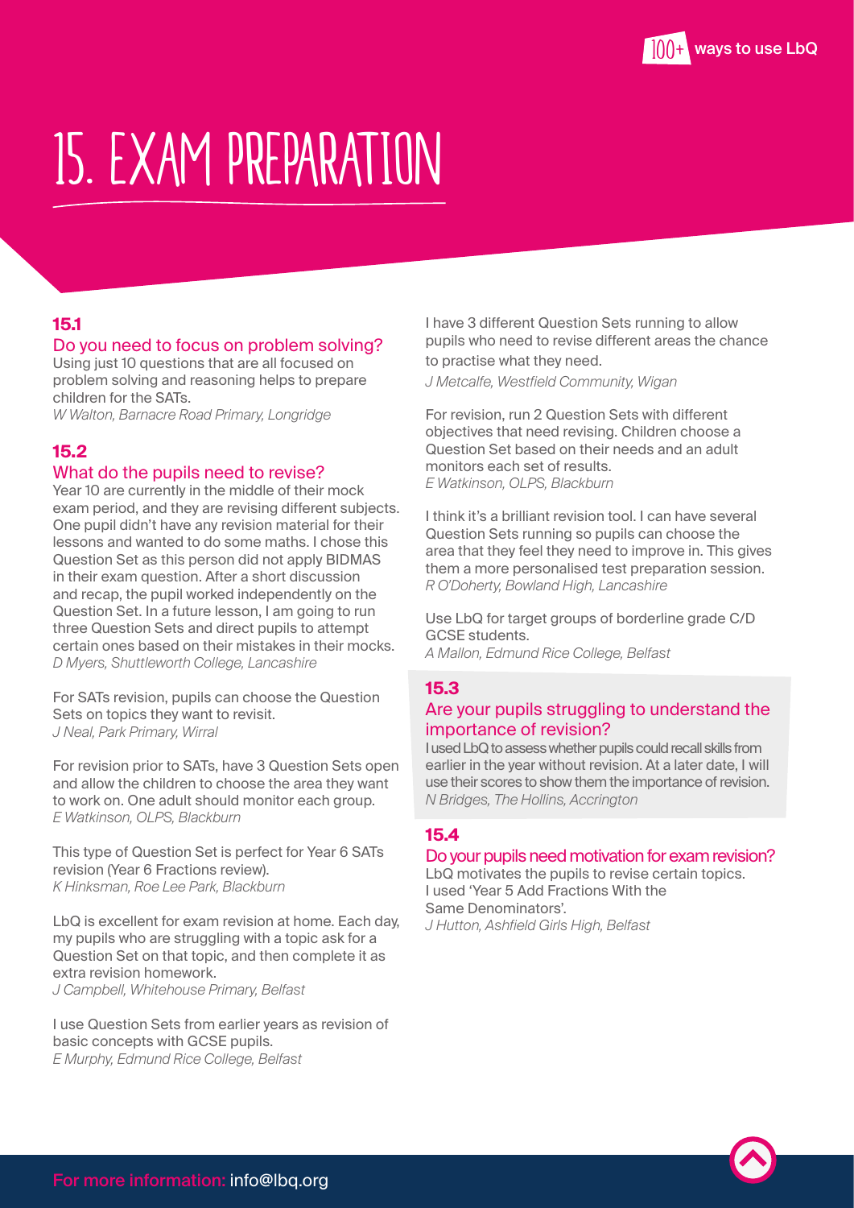# 15. EXAM PREPARATION

### 15.1

#### Do you need to focus on problem solving?

Using just 10 questions that are all focused on problem solving and reasoning helps to prepare children for the SATs.
*W Walton, Barnacre Road Primary, Longridge*

### 15.2

#### What do the pupils need to revise?

Year 10 are currently in the middle of their mock exam period, and they are revising different subjects. One pupil didn't have any revision material for their lessons and wanted to do some maths. I chose this Question Set as this person did not apply BIDMAS in their exam question. After a short discussion and recap, the pupil worked independently on the Question Set. In a future lesson, I am going to run three Question Sets and direct pupils to attempt certain ones based on their mistakes in their mocks.
*D Myers, Shuttleworth College, Lancashire*

For SATs revision, pupils can choose the Question Sets on topics they want to revisit.
*J Neal, Park Primary, Wirral*

For revision prior to SATs, have 3 Question Sets open and allow the children to choose the area they want to work on. One adult should monitor each group.
*E Watkinson, OLPS, Blackburn*

This type of Question Set is perfect for Year 6 SATs revision (Year 6 Fractions review).
*K Hinksman, Roe Lee Park, Blackburn*

LbQ is excellent for exam revision at home. Each day, my pupils who are struggling with a topic ask for a Question Set on that topic, and then complete it as extra revision homework.
*J Campbell, Whitehouse Primary, Belfast*

I use Question Sets from earlier years as revision of basic concepts with GCSE pupils.
*E Murphy, Edmund Rice College, Belfast*

I have 3 different Question Sets running to allow pupils who need to revise different areas the chance to practise what they need.
*J Metcalfe, Westfield Community, Wigan*

For revision, run 2 Question Sets with different objectives that need revising. Children choose a Question Set based on their needs and an adult monitors each set of results.
*E Watkinson, OLPS, Blackburn*

I think it's a brilliant revision tool. I can have several Question Sets running so pupils can choose the area that they feel they need to improve in. This gives them a more personalised test preparation session.
*R O'Doherty, Bowland High, Lancashire*

Use LbQ for target groups of borderline grade C/D GCSE students.
*A Mallon, Edmund Rice College, Belfast*

### 15.3

#### Are your pupils struggling to understand the importance of revision?

I used LbQ to assess whether pupils could recall skills from earlier in the year without revision. At a later date, I will use their scores to show them the importance of revision.
*N Bridges, The Hollins, Accrington*

### 15.4

#### Do your pupils need motivation for exam revision?

LbQ motivates the pupils to revise certain topics. I used 'Year 5 Add Fractions With the Same Denominators'.
*J Hutton, Ashfield Girls High, Belfast*

For more information: info@lbq.org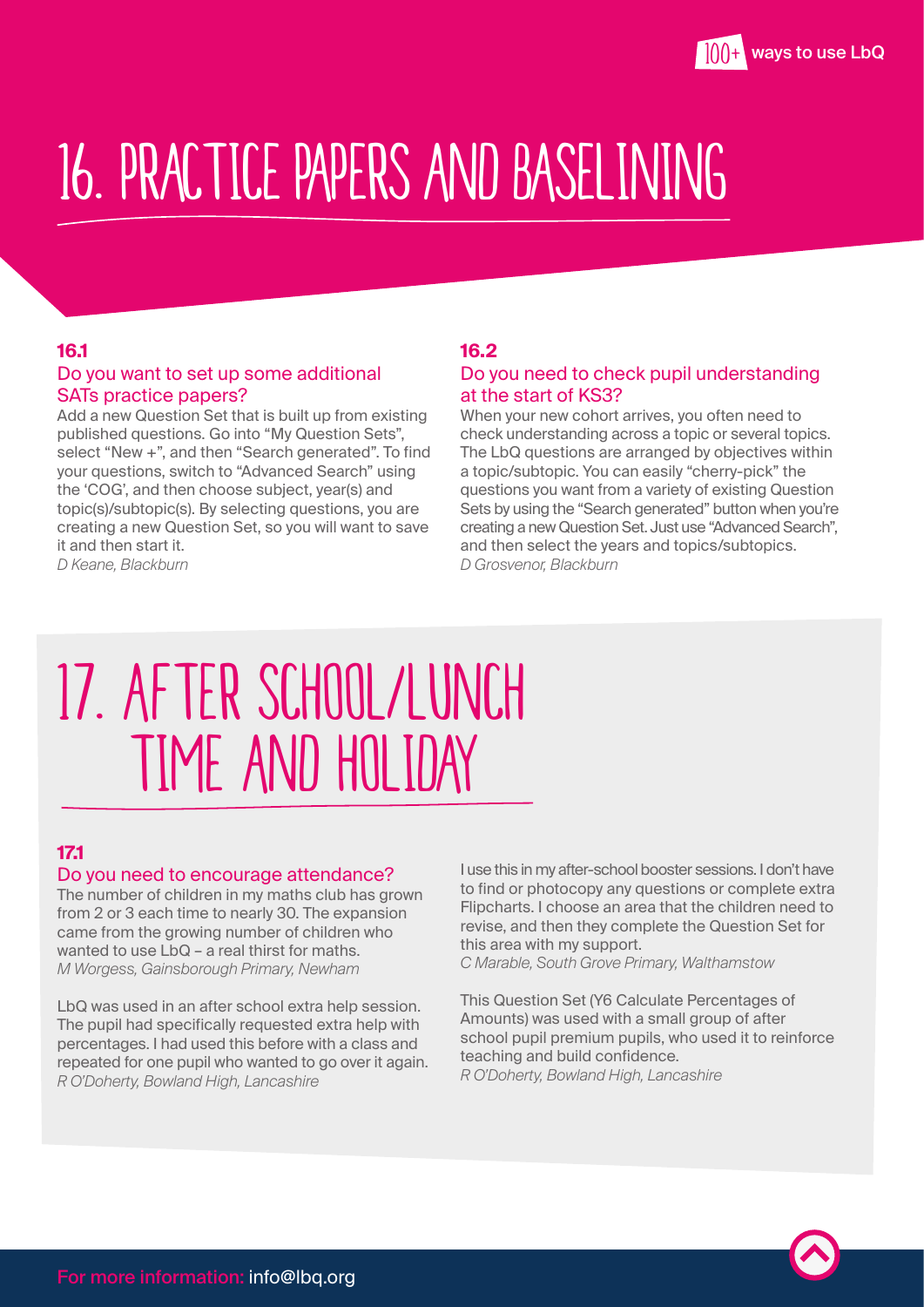# 16. PRACTICE PAPERS AND BASELINING

### 16.1

#### Do you want to set up some additional SATs practice papers?

Add a new Question Set that is built up from existing published questions. Go into "My Question Sets", select "New +", and then "Search generated". To find your questions, switch to "Advanced Search" using the 'COG', and then choose subject, year(s) and topic(s)/subtopic(s). By selecting questions, you are creating a new Question Set, so you will want to save it and then start it.

*D Keane, Blackburn*

### 16.2

#### Do you need to check pupil understanding at the start of KS3?

When your new cohort arrives, you often need to check understanding across a topic or several topics. The LbQ questions are arranged by objectives within a topic/subtopic. You can easily "cherry-pick" the questions you want from a variety of existing Question Sets by using the "Search generated" button when you're creating a new Question Set. Just use "Advanced Search", and then select the years and topics/subtopics.

*D Grosvenor, Blackburn*

# 17. AFTER SCHOOL/LUNCH TIME AND HOLIDAY

### 17.1

#### Do you need to encourage attendance?

The number of children in my maths club has grown from 2 or 3 each time to nearly 30. The expansion came from the growing number of children who wanted to use LbQ – a real thirst for maths.

*M Worgess, Gainsborough Primary, Newham*

LbQ was used in an after school extra help session. The pupil had specifically requested extra help with percentages. I had used this before with a class and repeated for one pupil who wanted to go over it again.

*R O'Doherty, Bowland High, Lancashire*

I use this in my after-school booster sessions. I don't have to find or photocopy any questions or complete extra Flipcharts. I choose an area that the children need to revise, and then they complete the Question Set for this area with my support.

*C Marable, South Grove Primary, Walthamstow*

This Question Set (Y6 Calculate Percentages of Amounts) was used with a small group of after school pupil premium pupils, who used it to reinforce teaching and build confidence.

*R O'Doherty, Bowland High, Lancashire*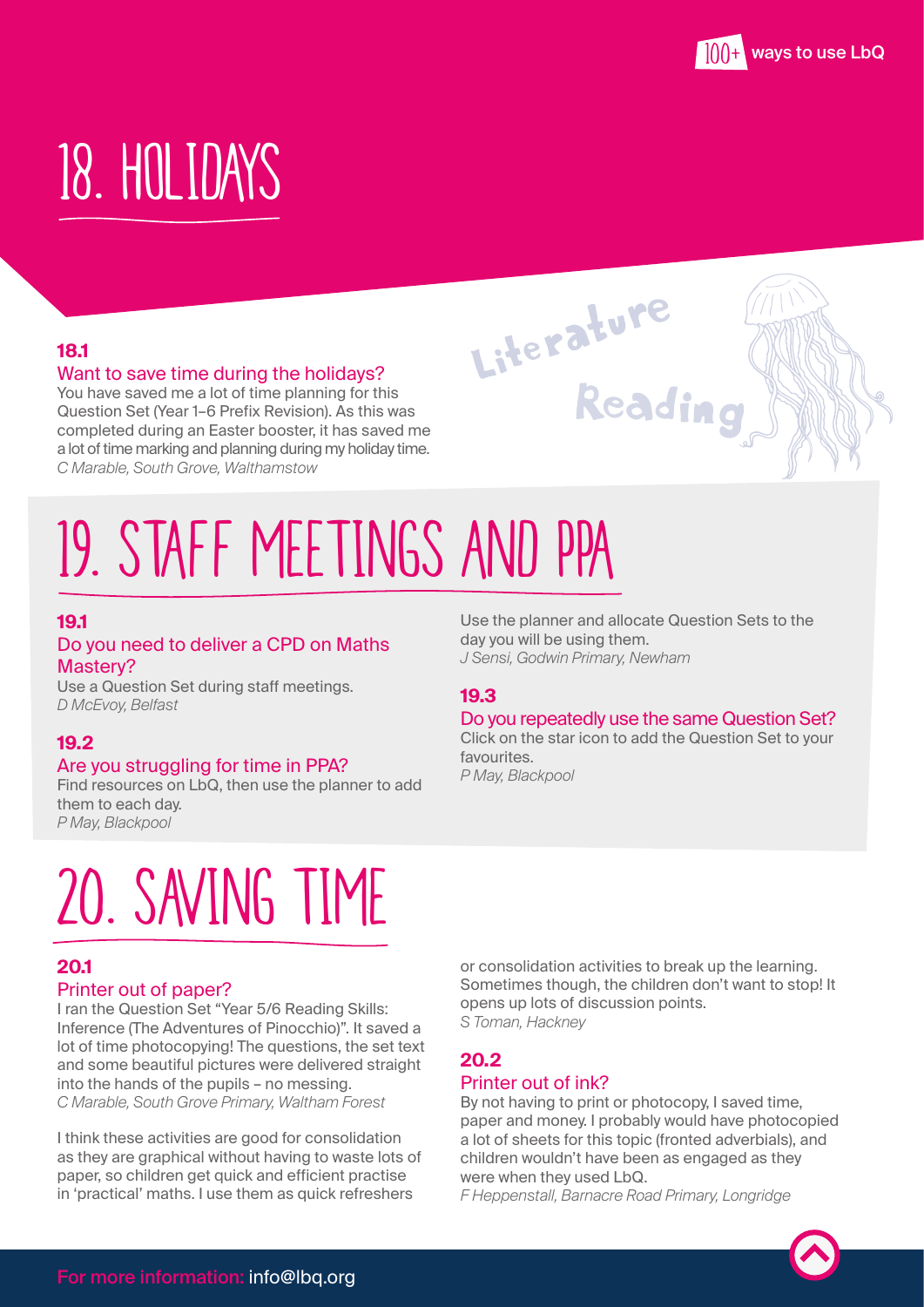# 18. HOLIDAYS

### 18.1

**Want to save time during the holidays?**

You have saved me a lot of time planning for this Question Set (Year 1–6 Prefix Revision). As this was completed during an Easter booster, it has saved me a lot of time marking and planning during my holiday time.
*C Marable, South Grove, Walthamstow*

Literature

Reading

# 19. STAFF MEETINGS AND PPA

### 19.1

**Do you need to deliver a CPD on Maths Mastery?**

Use a Question Set during staff meetings.
*D McEvoy, Belfast*

### 19.2

**Are you struggling for time in PPA?**

Find resources on LbQ, then use the planner to add them to each day.
*P May, Blackpool*

Use the planner and allocate Question Sets to the day you will be using them.
*J Sensi, Godwin Primary, Newham*

### 19.3

**Do you repeatedly use the same Question Set?**

Click on the star icon to add the Question Set to your favourites.
*P May, Blackpool*

# 20. SAVING TIME

### 20.1

**Printer out of paper?**

I ran the Question Set "Year 5/6 Reading Skills: Inference (The Adventures of Pinocchio)". It saved a lot of time photocopying! The questions, the set text and some beautiful pictures were delivered straight into the hands of the pupils – no messing.
*C Marable, South Grove Primary, Waltham Forest*

I think these activities are good for consolidation as they are graphical without having to waste lots of paper, so children get quick and efficient practise in 'practical' maths. I use them as quick refreshers or consolidation activities to break up the learning. Sometimes though, the children don't want to stop! It opens up lots of discussion points.
*S Toman, Hackney*

### 20.2

**Printer out of ink?**

By not having to print or photocopy, I saved time, paper and money. I probably would have photocopied a lot of sheets for this topic (fronted adverbials), and children wouldn't have been as engaged as they were when they used LbQ.
*F Heppenstall, Barnacre Road Primary, Longridge*

For more information: info@lbq.org